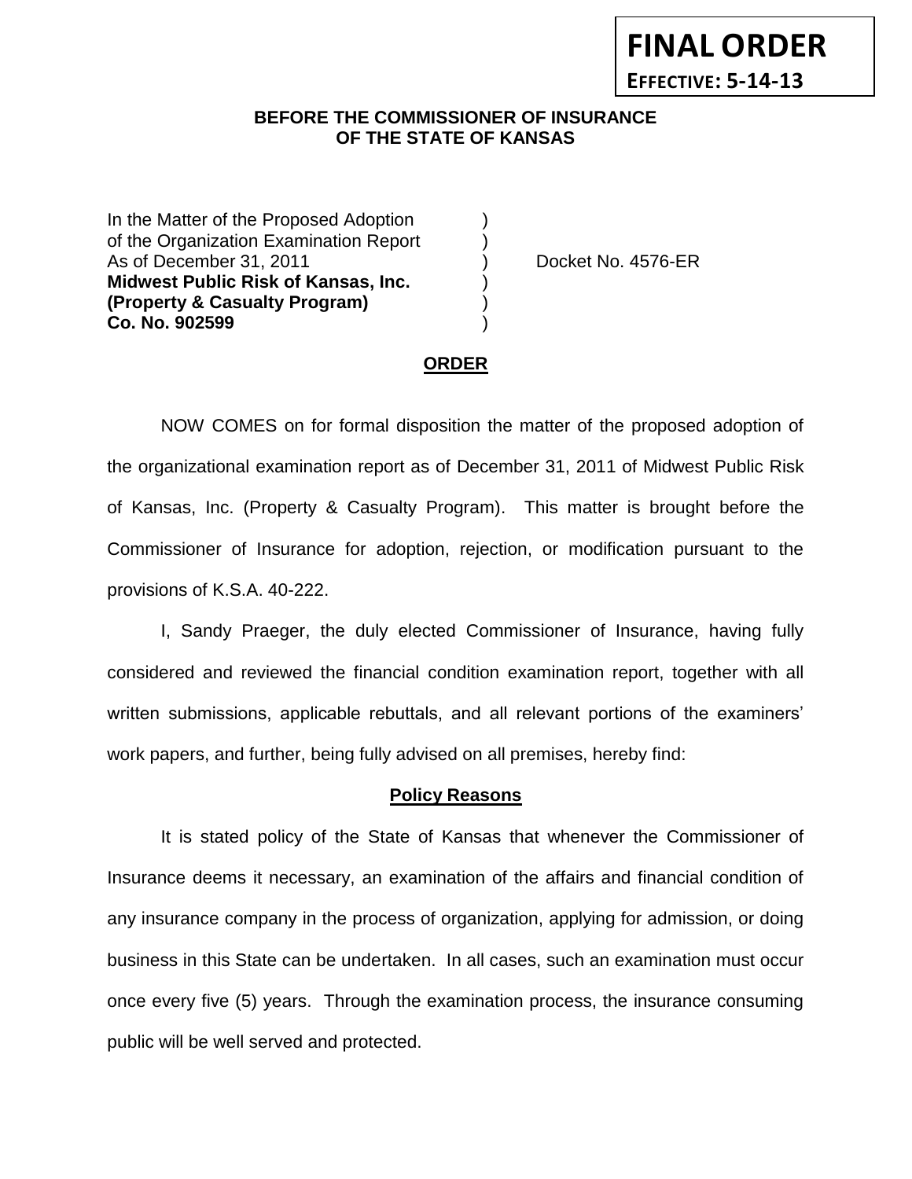**FINAL ORDER**

**EFFECTIVE: 5-14-13**

**BEFORE THE COMMISSIONER OF INSURANCE**
**OF THE STATE OF KANSAS**

In the Matter of the Proposed Adoption )
of the Organization Examination Report )
As of December 31, 2011 ) Docket No. 4576-ER
**Midwest Public Risk of Kansas, Inc.** )
**(Property & Casualty Program)** )
**Co. No. 902599** )

## ORDER

NOW COMES on for formal disposition the matter of the proposed adoption of the organizational examination report as of December 31, 2011 of Midwest Public Risk of Kansas, Inc. (Property & Casualty Program). This matter is brought before the Commissioner of Insurance for adoption, rejection, or modification pursuant to the provisions of K.S.A. 40-222.

I, Sandy Praeger, the duly elected Commissioner of Insurance, having fully considered and reviewed the financial condition examination report, together with all written submissions, applicable rebuttals, and all relevant portions of the examiners' work papers, and further, being fully advised on all premises, hereby find:

### Policy Reasons

It is stated policy of the State of Kansas that whenever the Commissioner of Insurance deems it necessary, an examination of the affairs and financial condition of any insurance company in the process of organization, applying for admission, or doing business in this State can be undertaken. In all cases, such an examination must occur once every five (5) years. Through the examination process, the insurance consuming public will be well served and protected.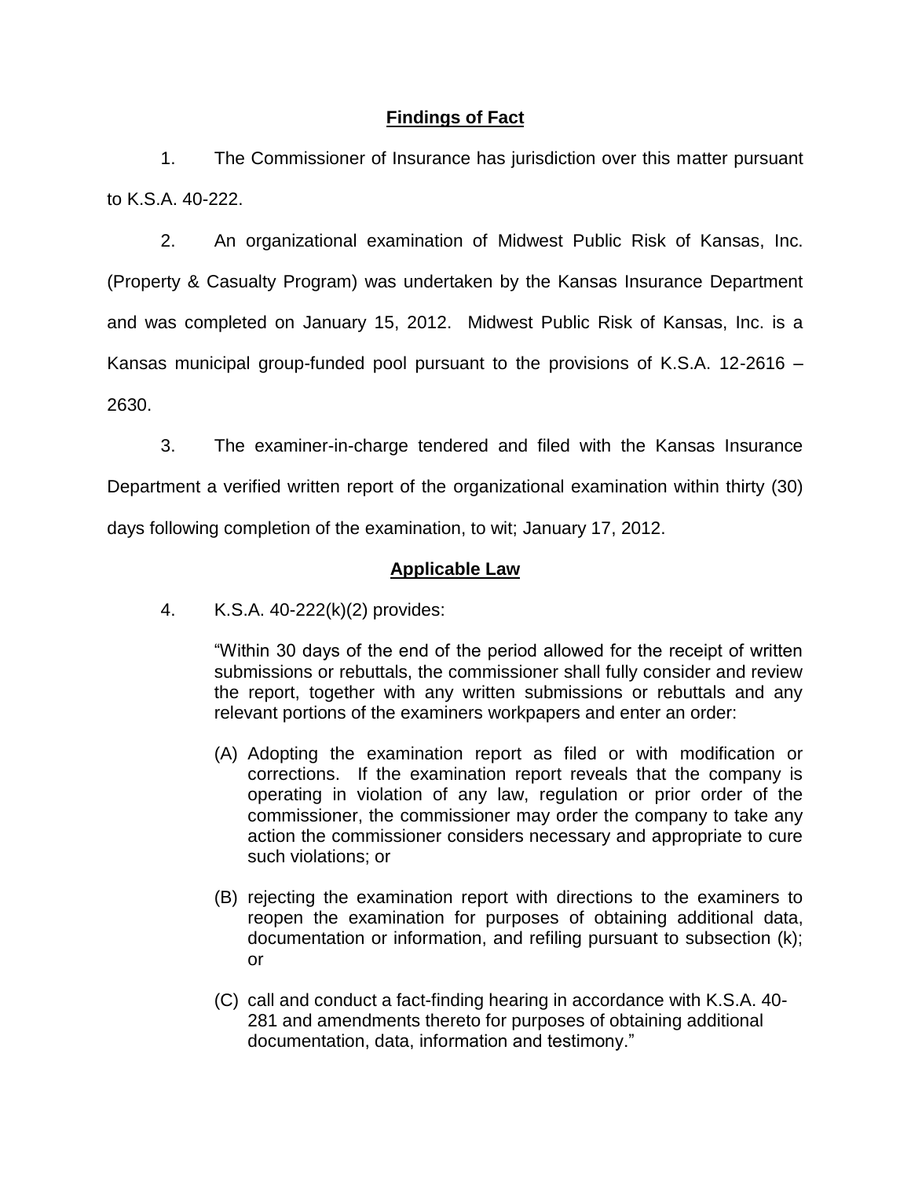## Findings of Fact

1. The Commissioner of Insurance has jurisdiction over this matter pursuant to K.S.A. 40-222.

2. An organizational examination of Midwest Public Risk of Kansas, Inc. (Property & Casualty Program) was undertaken by the Kansas Insurance Department and was completed on January 15, 2012. Midwest Public Risk of Kansas, Inc. is a Kansas municipal group-funded pool pursuant to the provisions of K.S.A. 12-2616 – 2630.

3. The examiner-in-charge tendered and filed with the Kansas Insurance Department a verified written report of the organizational examination within thirty (30) days following completion of the examination, to wit; January 17, 2012.

## Applicable Law

4. K.S.A. 40-222(k)(2) provides:

> "Within 30 days of the end of the period allowed for the receipt of written submissions or rebuttals, the commissioner shall fully consider and review the report, together with any written submissions or rebuttals and any relevant portions of the examiners workpapers and enter an order:
>
> (A) Adopting the examination report as filed or with modification or corrections. If the examination report reveals that the company is operating in violation of any law, regulation or prior order of the commissioner, the commissioner may order the company to take any action the commissioner considers necessary and appropriate to cure such violations; or
>
> (B) rejecting the examination report with directions to the examiners to reopen the examination for purposes of obtaining additional data, documentation or information, and refiling pursuant to subsection (k); or
>
> (C) call and conduct a fact-finding hearing in accordance with K.S.A. 40-281 and amendments thereto for purposes of obtaining additional documentation, data, information and testimony."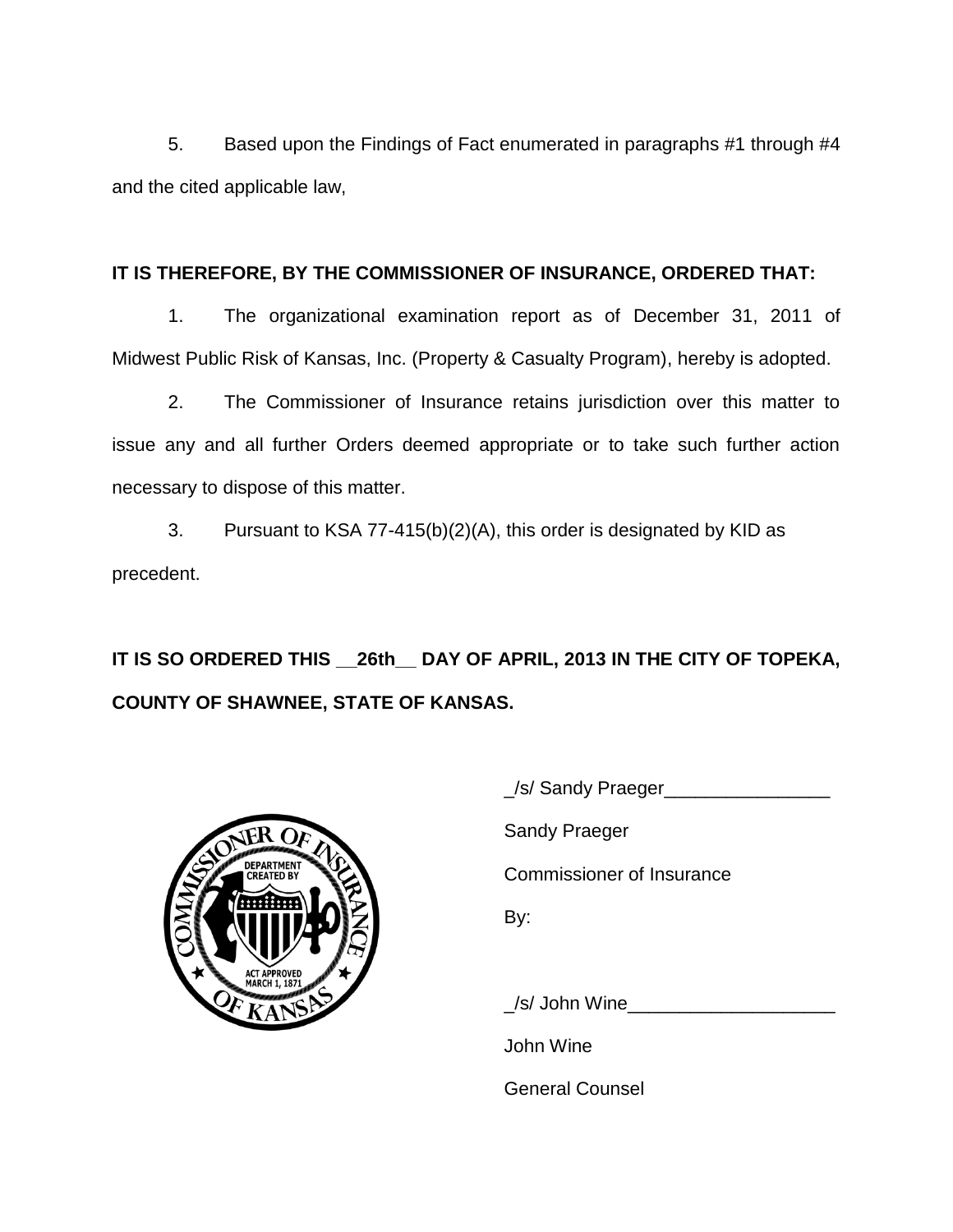5. Based upon the Findings of Fact enumerated in paragraphs #1 through #4 and the cited applicable law,

**IT IS THEREFORE, BY THE COMMISSIONER OF INSURANCE, ORDERED THAT:**

1. The organizational examination report as of December 31, 2011 of Midwest Public Risk of Kansas, Inc. (Property & Casualty Program), hereby is adopted.

2. The Commissioner of Insurance retains jurisdiction over this matter to issue any and all further Orders deemed appropriate or to take such further action necessary to dispose of this matter.

3. Pursuant to KSA 77-415(b)(2)(A), this order is designated by KID as precedent.

**IT IS SO ORDERED THIS __26th__ DAY OF APRIL, 2013 IN THE CITY OF TOPEKA, COUNTY OF SHAWNEE, STATE OF KANSAS.**

_/s/ Sandy Praeger________________

Sandy Praeger

Commissioner of Insurance

By:

_/s/ John Wine____________________

John Wine

General Counsel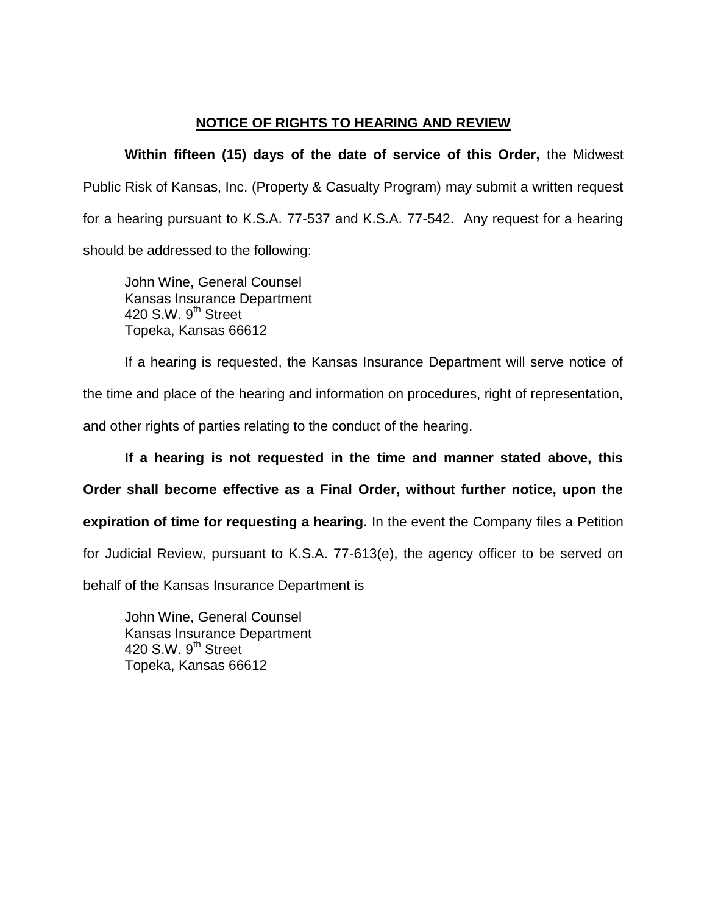## NOTICE OF RIGHTS TO HEARING AND REVIEW

**Within fifteen (15) days of the date of service of this Order,** the Midwest Public Risk of Kansas, Inc. (Property & Casualty Program) may submit a written request for a hearing pursuant to K.S.A. 77-537 and K.S.A. 77-542. Any request for a hearing should be addressed to the following:

John Wine, General Counsel
Kansas Insurance Department
420 S.W. 9th Street
Topeka, Kansas 66612

If a hearing is requested, the Kansas Insurance Department will serve notice of the time and place of the hearing and information on procedures, right of representation, and other rights of parties relating to the conduct of the hearing.

**If a hearing is not requested in the time and manner stated above, this Order shall become effective as a Final Order, without further notice, upon the expiration of time for requesting a hearing.** In the event the Company files a Petition for Judicial Review, pursuant to K.S.A. 77-613(e), the agency officer to be served on behalf of the Kansas Insurance Department is

John Wine, General Counsel
Kansas Insurance Department
420 S.W. 9th Street
Topeka, Kansas 66612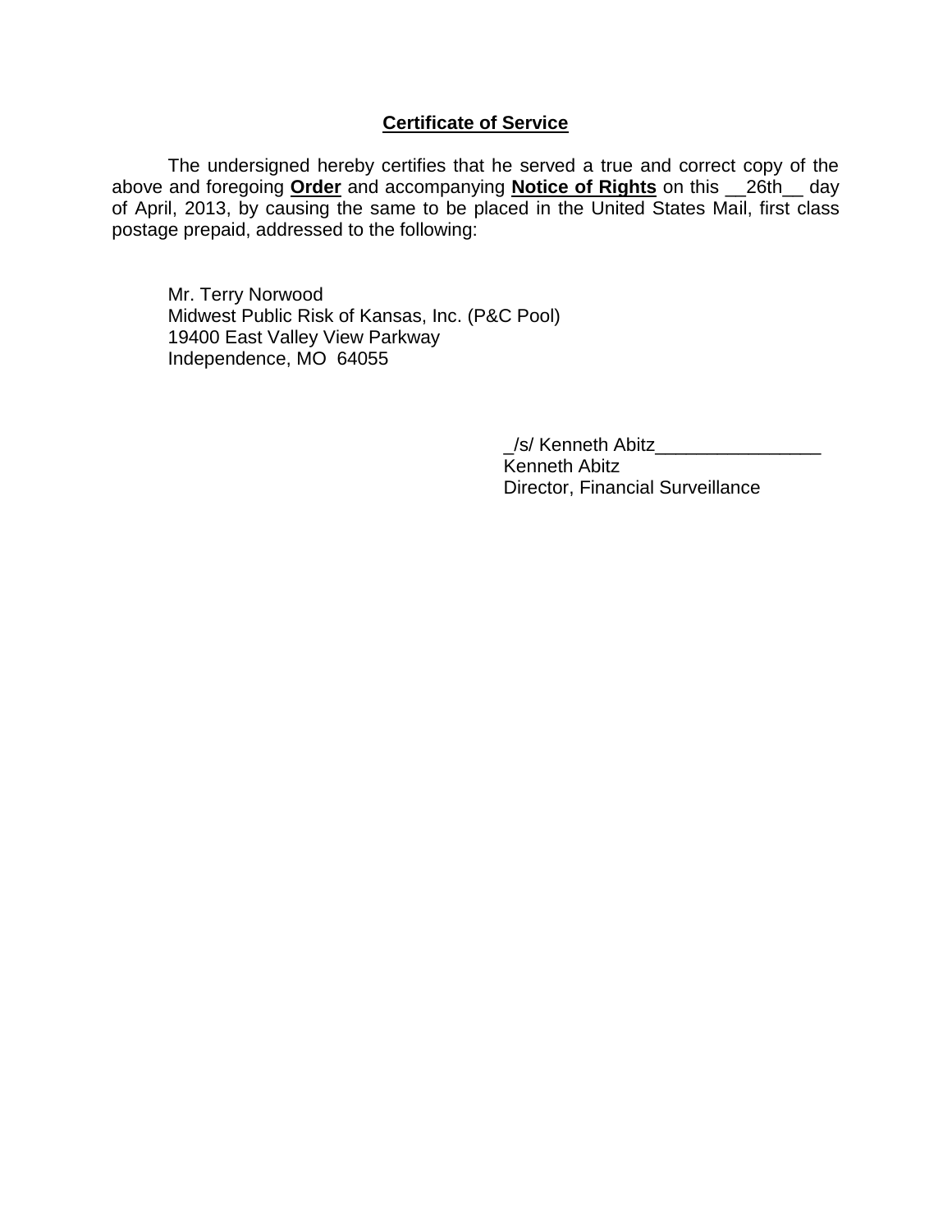**Certificate of Service**

The undersigned hereby certifies that he served a true and correct copy of the above and foregoing **Order** and accompanying **Notice of Rights** on this __26th__ day of April, 2013, by causing the same to be placed in the United States Mail, first class postage prepaid, addressed to the following:

Mr. Terry Norwood
Midwest Public Risk of Kansas, Inc. (P&C Pool)
19400 East Valley View Parkway
Independence, MO 64055

_/s/ Kenneth Abitz________________
Kenneth Abitz
Director, Financial Surveillance